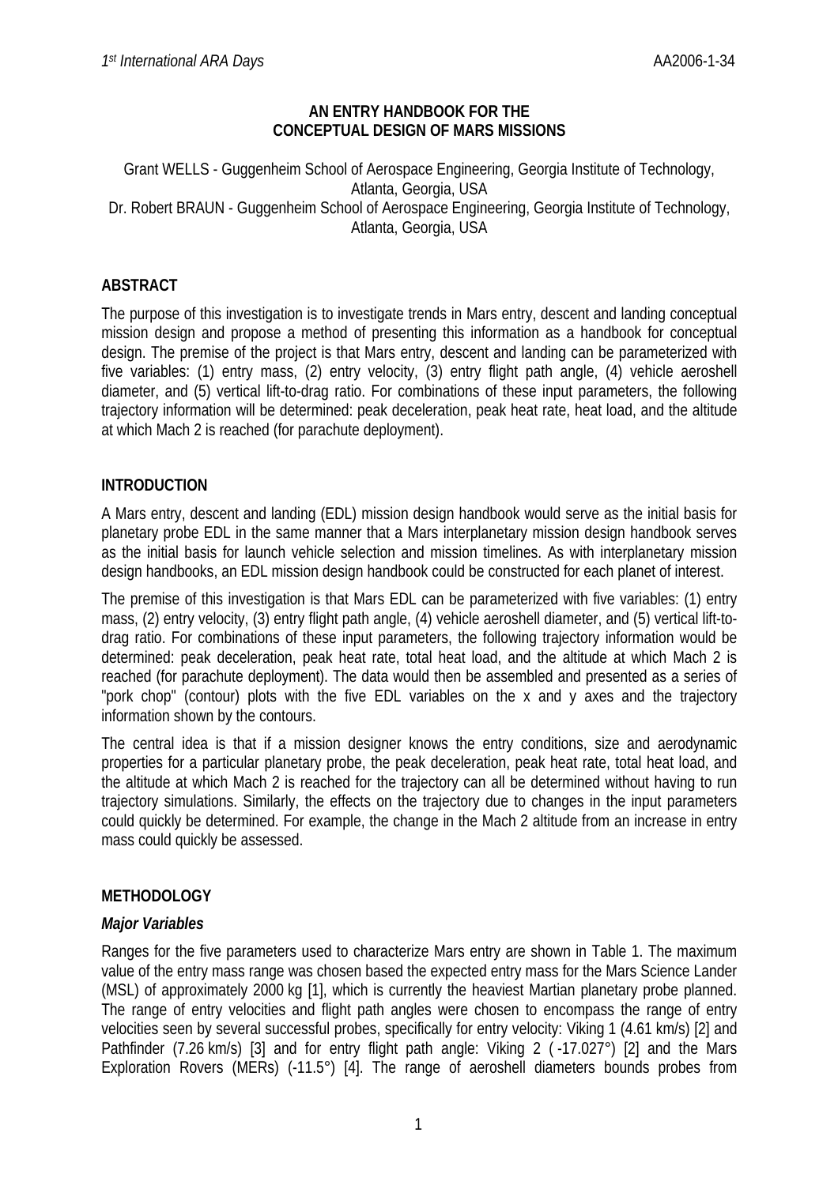# AN ENTRY HANDBOOK FOR THE CONCEPTUAL DESIGN OF MARS MISSIONS

Grant WELLS - Guggenheim School of Aerospace Engineering, Georgia Institute of Technology, Atlanta, Georgia, USA
Dr. Robert BRAUN - Guggenheim School of Aerospace Engineering, Georgia Institute of Technology, Atlanta, Georgia, USA

## ABSTRACT

The purpose of this investigation is to investigate trends in Mars entry, descent and landing conceptual mission design and propose a method of presenting this information as a handbook for conceptual design. The premise of the project is that Mars entry, descent and landing can be parameterized with five variables: (1) entry mass, (2) entry velocity, (3) entry flight path angle, (4) vehicle aeroshell diameter, and (5) vertical lift-to-drag ratio. For combinations of these input parameters, the following trajectory information will be determined: peak deceleration, peak heat rate, heat load, and the altitude at which Mach 2 is reached (for parachute deployment).

## INTRODUCTION

A Mars entry, descent and landing (EDL) mission design handbook would serve as the initial basis for planetary probe EDL in the same manner that a Mars interplanetary mission design handbook serves as the initial basis for launch vehicle selection and mission timelines. As with interplanetary mission design handbooks, an EDL mission design handbook could be constructed for each planet of interest.

The premise of this investigation is that Mars EDL can be parameterized with five variables: (1) entry mass, (2) entry velocity, (3) entry flight path angle, (4) vehicle aeroshell diameter, and (5) vertical lift-to-drag ratio. For combinations of these input parameters, the following trajectory information would be determined: peak deceleration, peak heat rate, total heat load, and the altitude at which Mach 2 is reached (for parachute deployment). The data would then be assembled and presented as a series of "pork chop" (contour) plots with the five EDL variables on the x and y axes and the trajectory information shown by the contours.

The central idea is that if a mission designer knows the entry conditions, size and aerodynamic properties for a particular planetary probe, the peak deceleration, peak heat rate, total heat load, and the altitude at which Mach 2 is reached for the trajectory can all be determined without having to run trajectory simulations. Similarly, the effects on the trajectory due to changes in the input parameters could quickly be determined. For example, the change in the Mach 2 altitude from an increase in entry mass could quickly be assessed.

## METHODOLOGY

### *Major Variables*

Ranges for the five parameters used to characterize Mars entry are shown in Table 1. The maximum value of the entry mass range was chosen based the expected entry mass for the Mars Science Lander (MSL) of approximately 2000 kg [1], which is currently the heaviest Martian planetary probe planned. The range of entry velocities and flight path angles were chosen to encompass the range of entry velocities seen by several successful probes, specifically for entry velocity: Viking 1 (4.61 km/s) [2] and Pathfinder (7.26 km/s) [3] and for entry flight path angle: Viking 2 ( -17.027°) [2] and the Mars Exploration Rovers (MERs) (-11.5°) [4]. The range of aeroshell diameters bounds probes from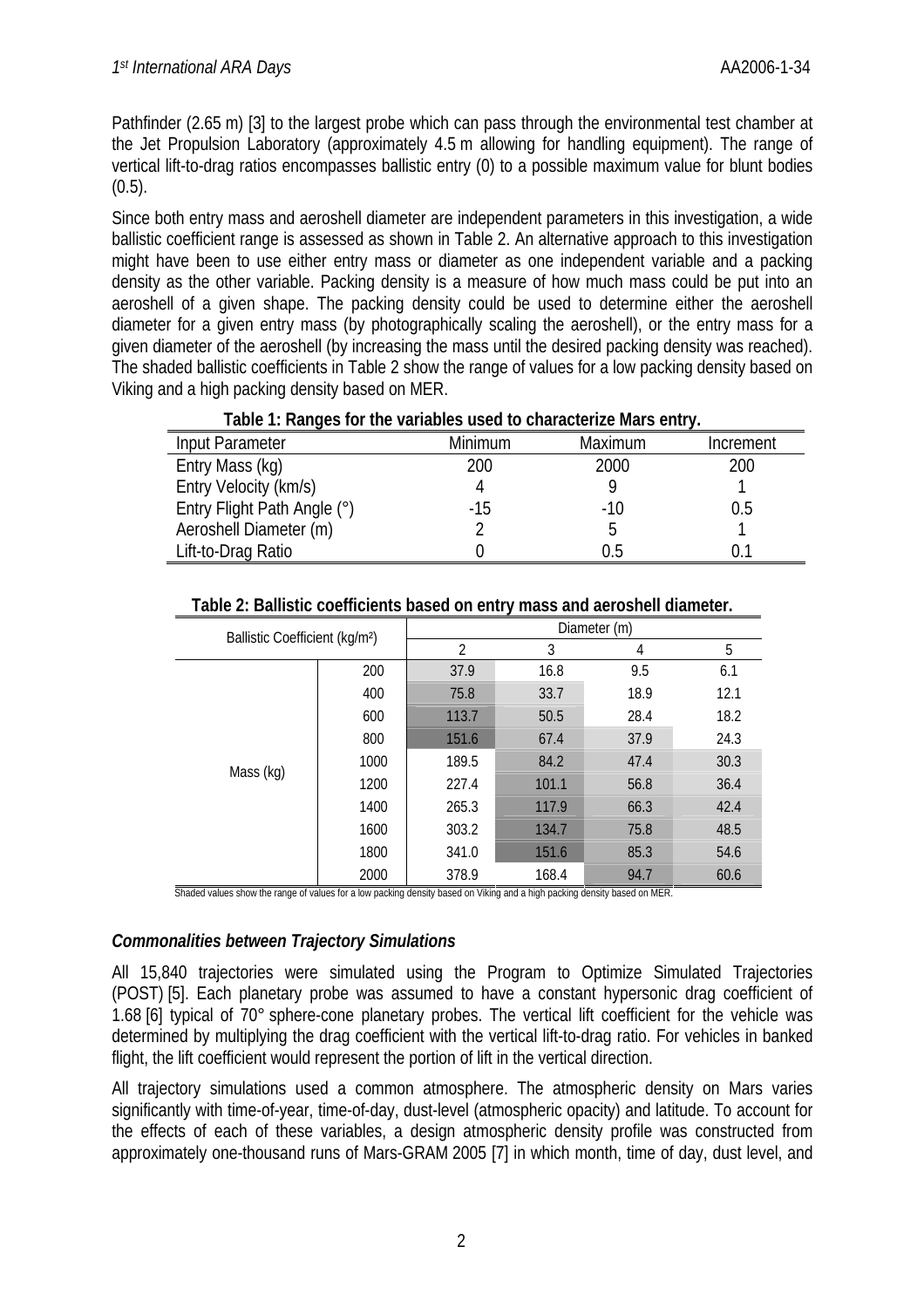Pathfinder (2.65 m) [3] to the largest probe which can pass through the environmental test chamber at the Jet Propulsion Laboratory (approximately 4.5 m allowing for handling equipment). The range of vertical lift-to-drag ratios encompasses ballistic entry (0) to a possible maximum value for blunt bodies (0.5).

Since both entry mass and aeroshell diameter are independent parameters in this investigation, a wide ballistic coefficient range is assessed as shown in Table 2. An alternative approach to this investigation might have been to use either entry mass or diameter as one independent variable and a packing density as the other variable. Packing density is a measure of how much mass could be put into an aeroshell of a given shape. The packing density could be used to determine either the aeroshell diameter for a given entry mass (by photographically scaling the aeroshell), or the entry mass for a given diameter of the aeroshell (by increasing the mass until the desired packing density was reached). The shaded ballistic coefficients in Table 2 show the range of values for a low packing density based on Viking and a high packing density based on MER.

**Table 1: Ranges for the variables used to characterize Mars entry.**

| Input Parameter | Minimum | Maximum | Increment |
|---|---|---|---|
| Entry Mass (kg) | 200 | 2000 | 200 |
| Entry Velocity (km/s) | 4 | 9 | 1 |
| Entry Flight Path Angle (°) | -15 | -10 | 0.5 |
| Aeroshell Diameter (m) | 2 | 5 | 1 |
| Lift-to-Drag Ratio | 0 | 0.5 | 0.1 |

**Table 2: Ballistic coefficients based on entry mass and aeroshell diameter.**

| Ballistic Coefficient (kg/m²) | | Diameter (m) | | | |
|---|---|---|---|---|---|
| | | 2 | 3 | 4 | 5 |
| Mass (kg) | 200 | 37.9 | 16.8 | 9.5 | 6.1 |
| | 400 | 75.8 | 33.7 | 18.9 | 12.1 |
| | 600 | 113.7 | 50.5 | 28.4 | 18.2 |
| | 800 | 151.6 | 67.4 | 37.9 | 24.3 |
| | 1000 | 189.5 | 84.2 | 47.4 | 30.3 |
| | 1200 | 227.4 | 101.1 | 56.8 | 36.4 |
| | 1400 | 265.3 | 117.9 | 66.3 | 42.4 |
| | 1600 | 303.2 | 134.7 | 75.8 | 48.5 |
| | 1800 | 341.0 | 151.6 | 85.3 | 54.6 |
| | 2000 | 378.9 | 168.4 | 94.7 | 60.6 |

Shaded values show the range of values for a low packing density based on Viking and a high packing density based on MER.

### *Commonalities between Trajectory Simulations*

All 15,840 trajectories were simulated using the Program to Optimize Simulated Trajectories (POST) [5]. Each planetary probe was assumed to have a constant hypersonic drag coefficient of 1.68 [6] typical of 70° sphere-cone planetary probes. The vertical lift coefficient for the vehicle was determined by multiplying the drag coefficient with the vertical lift-to-drag ratio. For vehicles in banked flight, the lift coefficient would represent the portion of lift in the vertical direction.

All trajectory simulations used a common atmosphere. The atmospheric density on Mars varies significantly with time-of-year, time-of-day, dust-level (atmospheric opacity) and latitude. To account for the effects of each of these variables, a design atmospheric density profile was constructed from approximately one-thousand runs of Mars-GRAM 2005 [7] in which month, time of day, dust level, and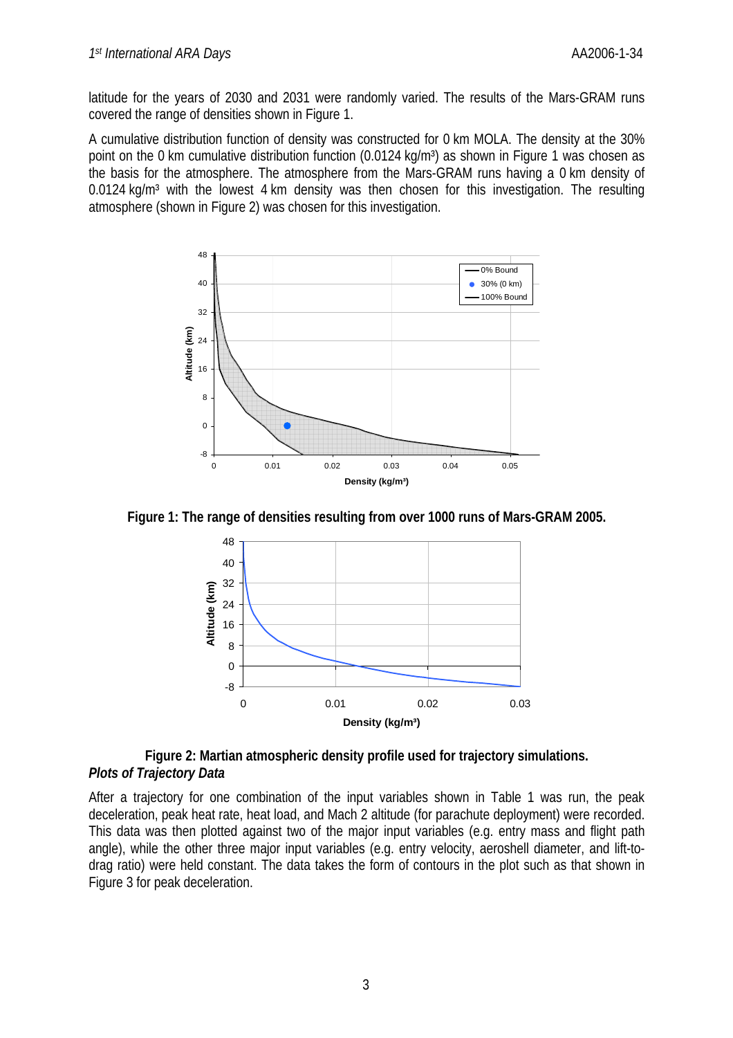latitude for the years of 2030 and 2031 were randomly varied. The results of the Mars-GRAM runs covered the range of densities shown in Figure 1.

A cumulative distribution function of density was constructed for 0 km MOLA. The density at the 30% point on the 0 km cumulative distribution function (0.0124 kg/m³) as shown in Figure 1 was chosen as the basis for the atmosphere. The atmosphere from the Mars-GRAM runs having a 0 km density of 0.0124 kg/m³ with the lowest 4 km density was then chosen for this investigation. The resulting atmosphere (shown in Figure 2) was chosen for this investigation.

**Figure 1: The range of densities resulting from over 1000 runs of Mars-GRAM 2005.**

**Figure 2: Martian atmospheric density profile used for trajectory simulations.**

***Plots of Trajectory Data***

After a trajectory for one combination of the input variables shown in Table 1 was run, the peak deceleration, peak heat rate, heat load, and Mach 2 altitude (for parachute deployment) were recorded. This data was then plotted against two of the major input variables (e.g. entry mass and flight path angle), while the other three major input variables (e.g. entry velocity, aeroshell diameter, and lift-to-drag ratio) were held constant. The data takes the form of contours in the plot such as that shown in Figure 3 for peak deceleration.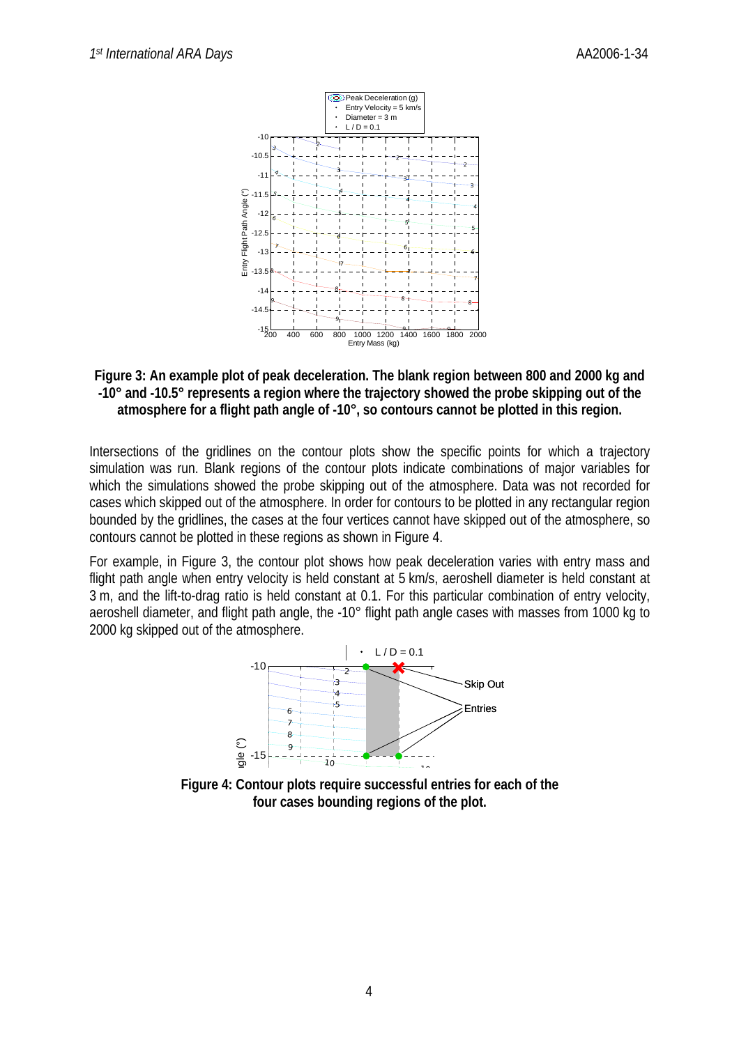**Figure 3: An example plot of peak deceleration. The blank region between 800 and 2000 kg and -10° and -10.5° represents a region where the trajectory showed the probe skipping out of the atmosphere for a flight path angle of -10°, so contours cannot be plotted in this region.**

Intersections of the gridlines on the contour plots show the specific points for which a trajectory simulation was run. Blank regions of the contour plots indicate combinations of major variables for which the simulations showed the probe skipping out of the atmosphere. Data was not recorded for cases which skipped out of the atmosphere. In order for contours to be plotted in any rectangular region bounded by the gridlines, the cases at the four vertices cannot have skipped out of the atmosphere, so contours cannot be plotted in these regions as shown in Figure 4.

For example, in Figure 3, the contour plot shows how peak deceleration varies with entry mass and flight path angle when entry velocity is held constant at 5 km/s, aeroshell diameter is held constant at 3 m, and the lift-to-drag ratio is held constant at 0.1. For this particular combination of entry velocity, aeroshell diameter, and flight path angle, the -10° flight path angle cases with masses from 1000 kg to 2000 kg skipped out of the atmosphere.

**Figure 4: Contour plots require successful entries for each of the four cases bounding regions of the plot.**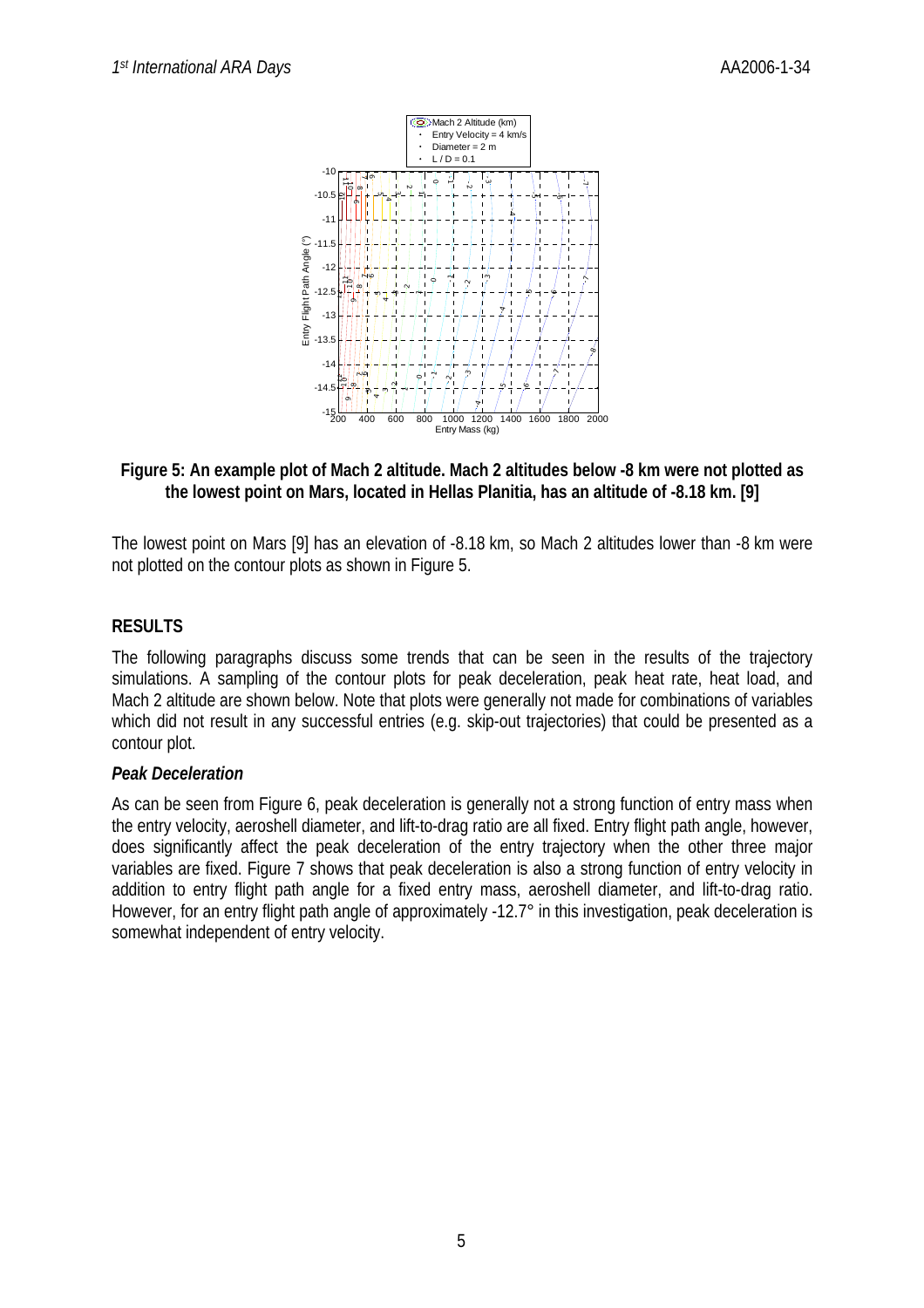**Figure 5: An example plot of Mach 2 altitude. Mach 2 altitudes below -8 km were not plotted as the lowest point on Mars, located in Hellas Planitia, has an altitude of -8.18 km. [9]**

The lowest point on Mars [9] has an elevation of -8.18 km, so Mach 2 altitudes lower than -8 km were not plotted on the contour plots as shown in Figure 5.

## RESULTS

The following paragraphs discuss some trends that can be seen in the results of the trajectory simulations. A sampling of the contour plots for peak deceleration, peak heat rate, heat load, and Mach 2 altitude are shown below. Note that plots were generally not made for combinations of variables which did not result in any successful entries (e.g. skip-out trajectories) that could be presented as a contour plot.

### *Peak Deceleration*

As can be seen from Figure 6, peak deceleration is generally not a strong function of entry mass when the entry velocity, aeroshell diameter, and lift-to-drag ratio are all fixed. Entry flight path angle, however, does significantly affect the peak deceleration of the entry trajectory when the other three major variables are fixed. Figure 7 shows that peak deceleration is also a strong function of entry velocity in addition to entry flight path angle for a fixed entry mass, aeroshell diameter, and lift-to-drag ratio. However, for an entry flight path angle of approximately -12.7° in this investigation, peak deceleration is somewhat independent of entry velocity.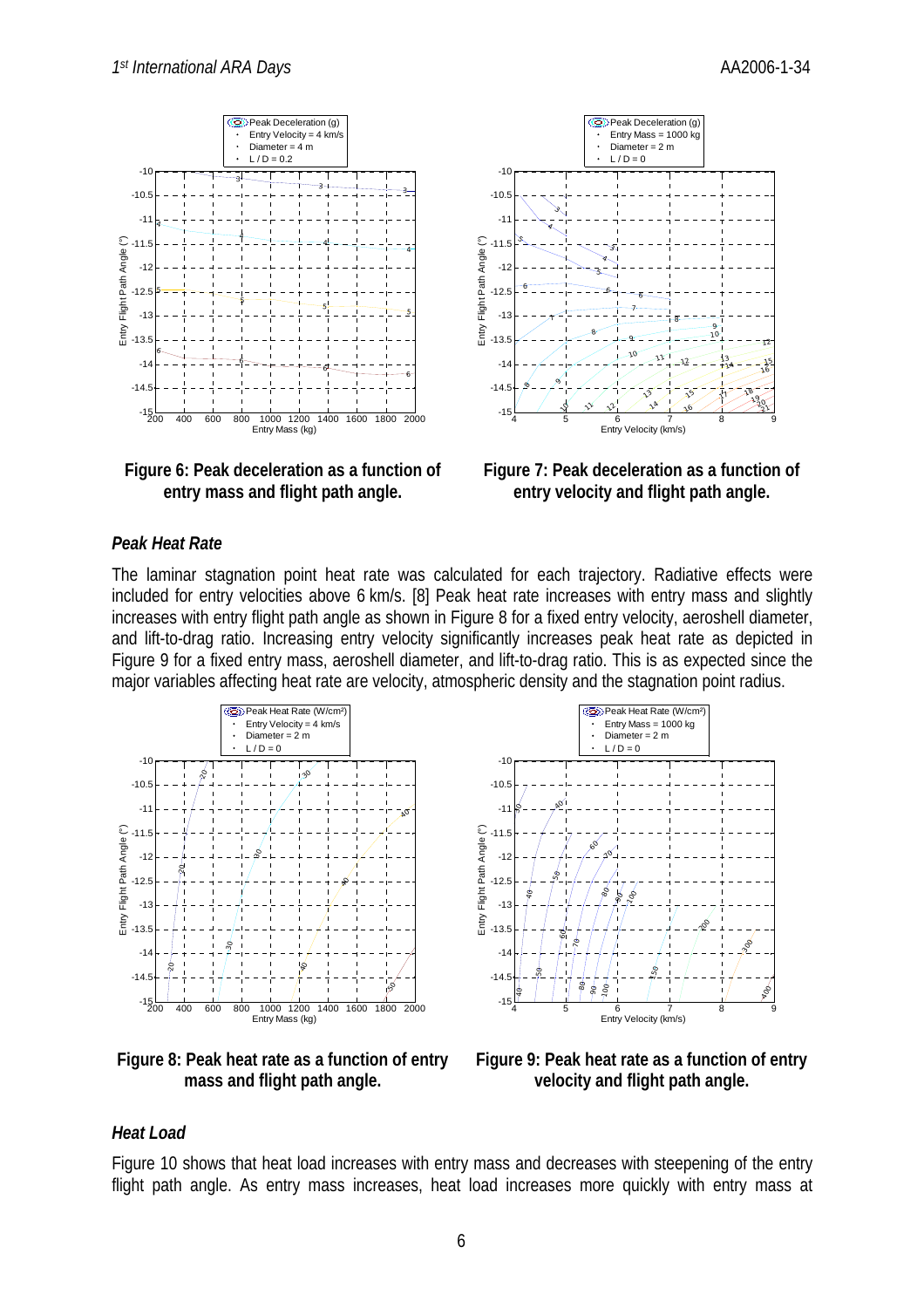Figure 6: Peak deceleration as a function of entry mass and flight path angle.

Figure 7: Peak deceleration as a function of entry velocity and flight path angle.

### *Peak Heat Rate*

The laminar stagnation point heat rate was calculated for each trajectory. Radiative effects were included for entry velocities above 6 km/s. [8] Peak heat rate increases with entry mass and slightly increases with entry flight path angle as shown in Figure 8 for a fixed entry velocity, aeroshell diameter, and lift-to-drag ratio. Increasing entry velocity significantly increases peak heat rate as depicted in Figure 9 for a fixed entry mass, aeroshell diameter, and lift-to-drag ratio. This is as expected since the major variables affecting heat rate are velocity, atmospheric density and the stagnation point radius.

Figure 8: Peak heat rate as a function of entry mass and flight path angle.

Figure 9: Peak heat rate as a function of entry velocity and flight path angle.

### *Heat Load*

Figure 10 shows that heat load increases with entry mass and decreases with steepening of the entry flight path angle. As entry mass increases, heat load increases more quickly with entry mass at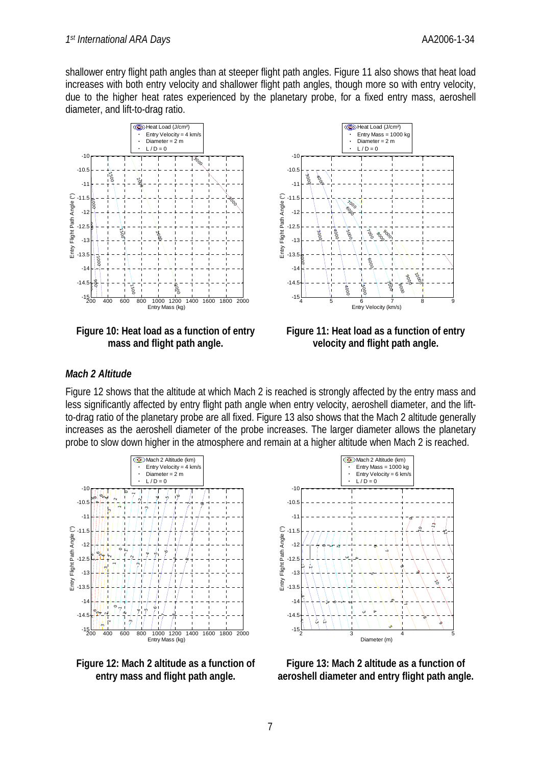shallower entry flight path angles than at steeper flight path angles. Figure 11 also shows that heat load increases with both entry velocity and shallower flight path angles, though more so with entry velocity, due to the higher heat rates experienced by the planetary probe, for a fixed entry mass, aeroshell diameter, and lift-to-drag ratio.

**Figure 10: Heat load as a function of entry mass and flight path angle.**

**Figure 11: Heat load as a function of entry velocity and flight path angle.**

### *Mach 2 Altitude*

Figure 12 shows that the altitude at which Mach 2 is reached is strongly affected by the entry mass and less significantly affected by entry flight path angle when entry velocity, aeroshell diameter, and the lift-to-drag ratio of the planetary probe are all fixed. Figure 13 also shows that the Mach 2 altitude generally increases as the aeroshell diameter of the probe increases. The larger diameter allows the planetary probe to slow down higher in the atmosphere and remain at a higher altitude when Mach 2 is reached.

**Figure 12: Mach 2 altitude as a function of entry mass and flight path angle.**

**Figure 13: Mach 2 altitude as a function of aeroshell diameter and entry flight path angle.**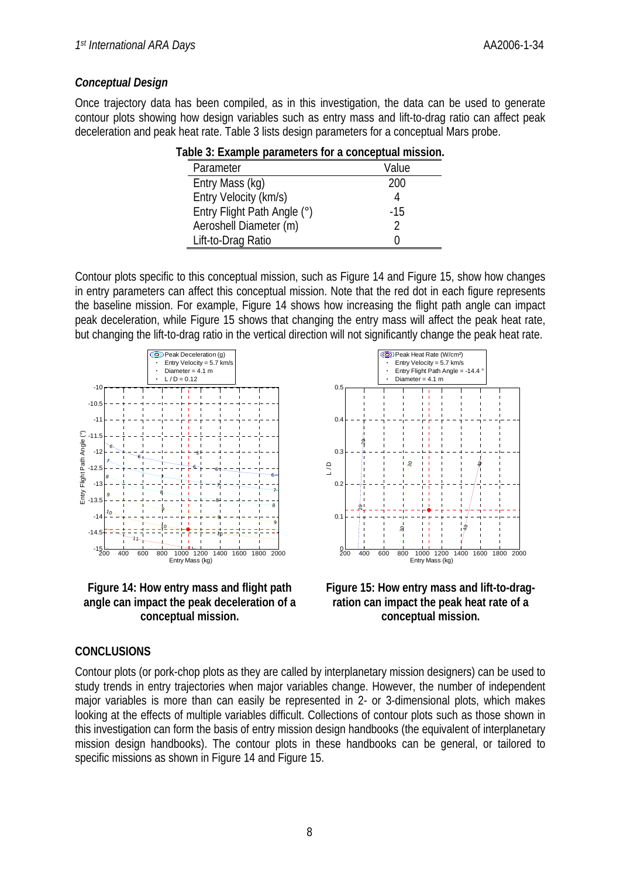### *Conceptual Design*

Once trajectory data has been compiled, as in this investigation, the data can be used to generate contour plots showing how design variables such as entry mass and lift-to-drag ratio can affect peak deceleration and peak heat rate. Table 3 lists design parameters for a conceptual Mars probe.

**Table 3: Example parameters for a conceptual mission.**

| Parameter | Value |
|---|---|
| Entry Mass (kg) | 200 |
| Entry Velocity (km/s) | 4 |
| Entry Flight Path Angle (°) | -15 |
| Aeroshell Diameter (m) | 2 |
| Lift-to-Drag Ratio | 0 |

Contour plots specific to this conceptual mission, such as Figure 14 and Figure 15, show how changes in entry parameters can affect this conceptual mission. Note that the red dot in each figure represents the baseline mission. For example, Figure 14 shows how increasing the flight path angle can impact peak deceleration, while Figure 15 shows that changing the entry mass will affect the peak heat rate, but changing the lift-to-drag ratio in the vertical direction will not significantly change the peak heat rate.

**Figure 14: How entry mass and flight path angle can impact the peak deceleration of a conceptual mission.**

**Figure 15: How entry mass and lift-to-drag-ration can impact the peak heat rate of a conceptual mission.**

## CONCLUSIONS

Contour plots (or pork-chop plots as they are called by interplanetary mission designers) can be used to study trends in entry trajectories when major variables change. However, the number of independent major variables is more than can easily be represented in 2- or 3-dimensional plots, which makes looking at the effects of multiple variables difficult. Collections of contour plots such as those shown in this investigation can form the basis of entry mission design handbooks (the equivalent of interplanetary mission design handbooks). The contour plots in these handbooks can be general, or tailored to specific missions as shown in Figure 14 and Figure 15.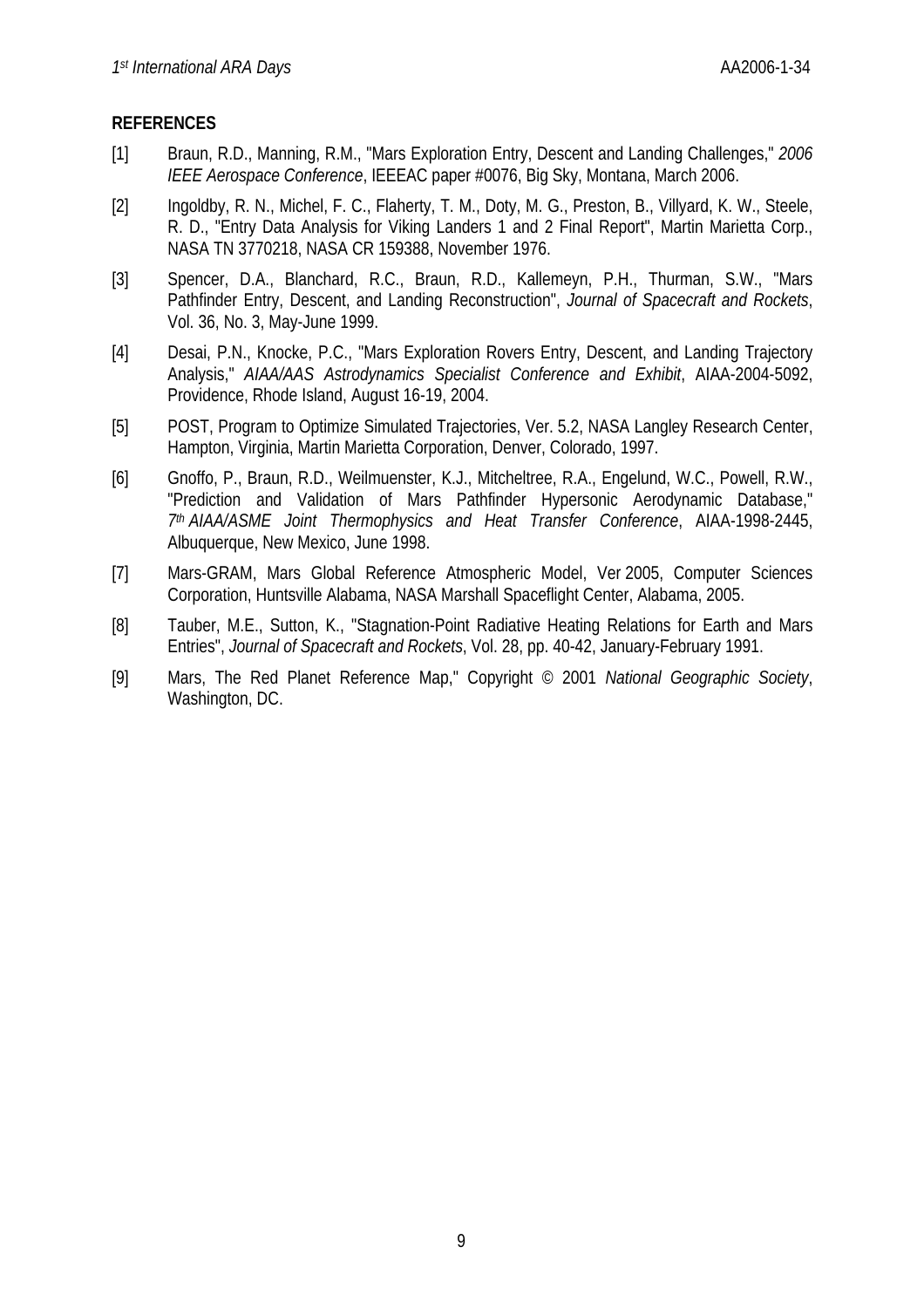**REFERENCES**

[1] Braun, R.D., Manning, R.M., "Mars Exploration Entry, Descent and Landing Challenges," *2006 IEEE Aerospace Conference*, IEEEAC paper #0076, Big Sky, Montana, March 2006.

[2] Ingoldby, R. N., Michel, F. C., Flaherty, T. M., Doty, M. G., Preston, B., Villyard, K. W., Steele, R. D., "Entry Data Analysis for Viking Landers 1 and 2 Final Report", Martin Marietta Corp., NASA TN 3770218, NASA CR 159388, November 1976.

[3] Spencer, D.A., Blanchard, R.C., Braun, R.D., Kallemeyn, P.H., Thurman, S.W., "Mars Pathfinder Entry, Descent, and Landing Reconstruction", *Journal of Spacecraft and Rockets*, Vol. 36, No. 3, May-June 1999.

[4] Desai, P.N., Knocke, P.C., "Mars Exploration Rovers Entry, Descent, and Landing Trajectory Analysis," *AIAA/AAS Astrodynamics Specialist Conference and Exhibit*, AIAA-2004-5092, Providence, Rhode Island, August 16-19, 2004.

[5] POST, Program to Optimize Simulated Trajectories, Ver. 5.2, NASA Langley Research Center, Hampton, Virginia, Martin Marietta Corporation, Denver, Colorado, 1997.

[6] Gnoffo, P., Braun, R.D., Weilmuenster, K.J., Mitcheltree, R.A., Engelund, W.C., Powell, R.W., "Prediction and Validation of Mars Pathfinder Hypersonic Aerodynamic Database," *7th AIAA/ASME Joint Thermophysics and Heat Transfer Conference*, AIAA-1998-2445, Albuquerque, New Mexico, June 1998.

[7] Mars-GRAM, Mars Global Reference Atmospheric Model, Ver 2005, Computer Sciences Corporation, Huntsville Alabama, NASA Marshall Spaceflight Center, Alabama, 2005.

[8] Tauber, M.E., Sutton, K., "Stagnation-Point Radiative Heating Relations for Earth and Mars Entries", *Journal of Spacecraft and Rockets*, Vol. 28, pp. 40-42, January-February 1991.

[9] Mars, The Red Planet Reference Map," Copyright © 2001 *National Geographic Society*, Washington, DC.